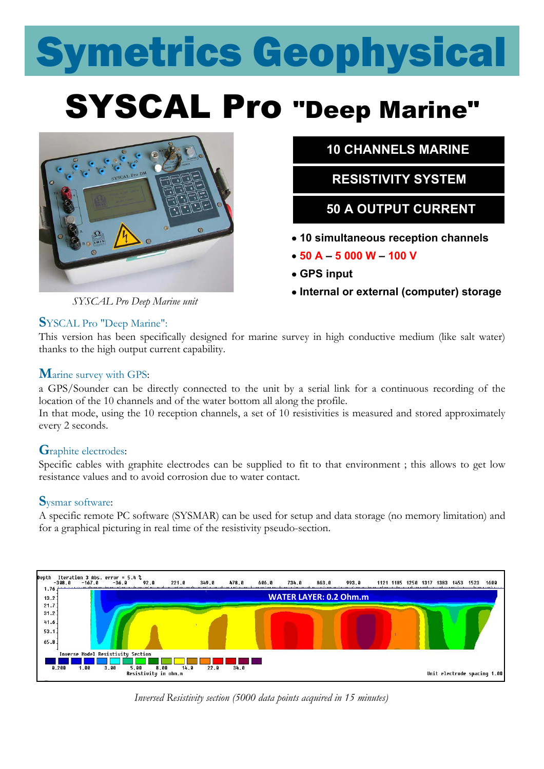# Symetrics Geophysical

## SYSCAL Pro "Deep Marine"

*SYSCAL Pro Deep Marine unit*

**10 CHANNELS MARINE**

**RESISTIVITY SYSTEM**

**50 A OUTPUT CURRENT**

- **10 simultaneous reception channels**
- **50 A – 5 000 W – 100 V**
- **GPS input**
- **Internal or external (computer) storage**

### SYSCAL Pro "Deep Marine":

This version has been specifically designed for marine survey in high conductive medium (like salt water) thanks to the high output current capability.

### Marine survey with GPS:

a GPS/Sounder can be directly connected to the unit by a serial link for a continuous recording of the location of the 10 channels and of the water bottom all along the profile.
In that mode, using the 10 reception channels, a set of 10 resistivities is measured and stored approximately every 2 seconds.

### Graphite electrodes:

Specific cables with graphite electrodes can be supplied to fit to that environment ; this allows to get low resistance values and to avoid corrosion due to water contact.

### Sysmar software:

A specific remote PC software (SYSMAR) can be used for setup and data storage (no memory limitation) and for a graphical picturing in real time of the resistivity pseudo-section.

*Inversed Resistivity section (5000 data points acquired in 15 minutes)*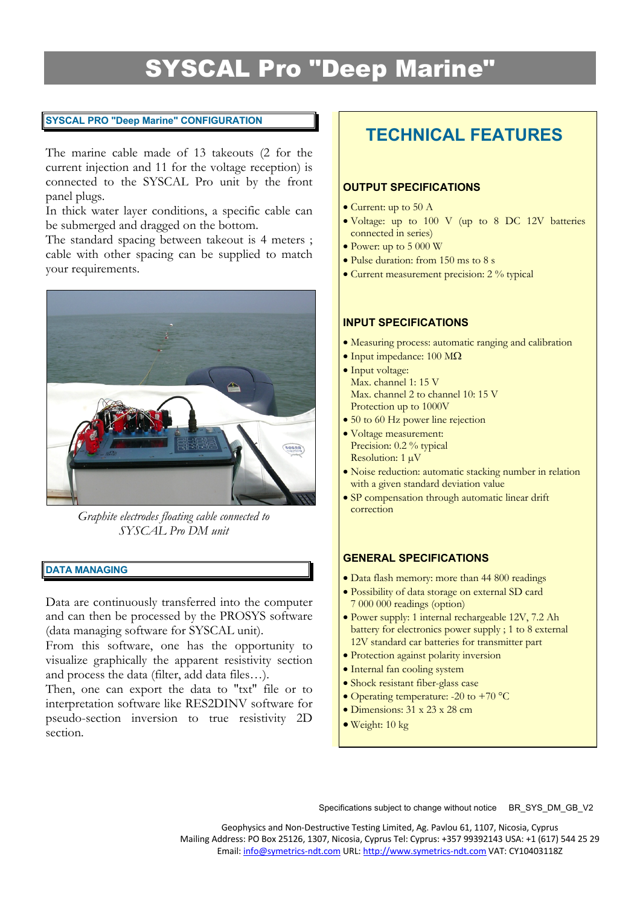# SYSCAL Pro "Deep Marine"

## SYSCAL PRO "Deep Marine" CONFIGURATION

The marine cable made of 13 takeouts (2 for the current injection and 11 for the voltage reception) is connected to the SYSCAL Pro unit by the front panel plugs.
In thick water layer conditions, a specific cable can be submerged and dragged on the bottom.
The standard spacing between takeout is 4 meters ; cable with other spacing can be supplied to match your requirements.

*Graphite electrodes floating cable connected to SYSCAL Pro DM unit*

## DATA MANAGING

Data are continuously transferred into the computer and can then be processed by the PROSYS software (data managing software for SYSCAL unit).
From this software, one has the opportunity to visualize graphically the apparent resistivity section and process the data (filter, add data files…).
Then, one can export the data to "txt" file or to interpretation software like RES2DINV software for pseudo-section inversion to true resistivity 2D section.

## TECHNICAL FEATURES

### OUTPUT SPECIFICATIONS

- Current: up to 50 A
- Voltage: up to 100 V (up to 8 DC 12V batteries connected in series)
- Power: up to 5 000 W
- Pulse duration: from 150 ms to 8 s
- Current measurement precision: 2 % typical

### INPUT SPECIFICATIONS

- Measuring process: automatic ranging and calibration
- Input impedance: 100 MΩ
- Input voltage:
  Max. channel 1: 15 V
  Max. channel 2 to channel 10: 15 V
  Protection up to 1000V
- 50 to 60 Hz power line rejection
- Voltage measurement:
  Precision: 0.2 % typical
  Resolution: 1 µV
- Noise reduction: automatic stacking number in relation with a given standard deviation value
- SP compensation through automatic linear drift correction

### GENERAL SPECIFICATIONS

- Data flash memory: more than 44 800 readings
- Possibility of data storage on external SD card 7 000 000 readings (option)
- Power supply: 1 internal rechargeable 12V, 7.2 Ah battery for electronics power supply ; 1 to 8 external 12V standard car batteries for transmitter part
- Protection against polarity inversion
- Internal fan cooling system
- Shock resistant fiber-glass case
- Operating temperature: -20 to +70 °C
- Dimensions: 31 x 23 x 28 cm
- Weight: 10 kg

Specifications subject to change without notice BR_SYS_DM_GB_V2

Geophysics and Non-Destructive Testing Limited, Ag. Pavlou 61, 1107, Nicosia, Cyprus
Mailing Address: PO Box 25126, 1307, Nicosia, Cyprus Tel: Cyprus: +357 99392143 USA: +1 (617) 544 25 29
Email: info@symetrics-ndt.com URL: http://www.symetrics-ndt.com VAT: CY10403118Z